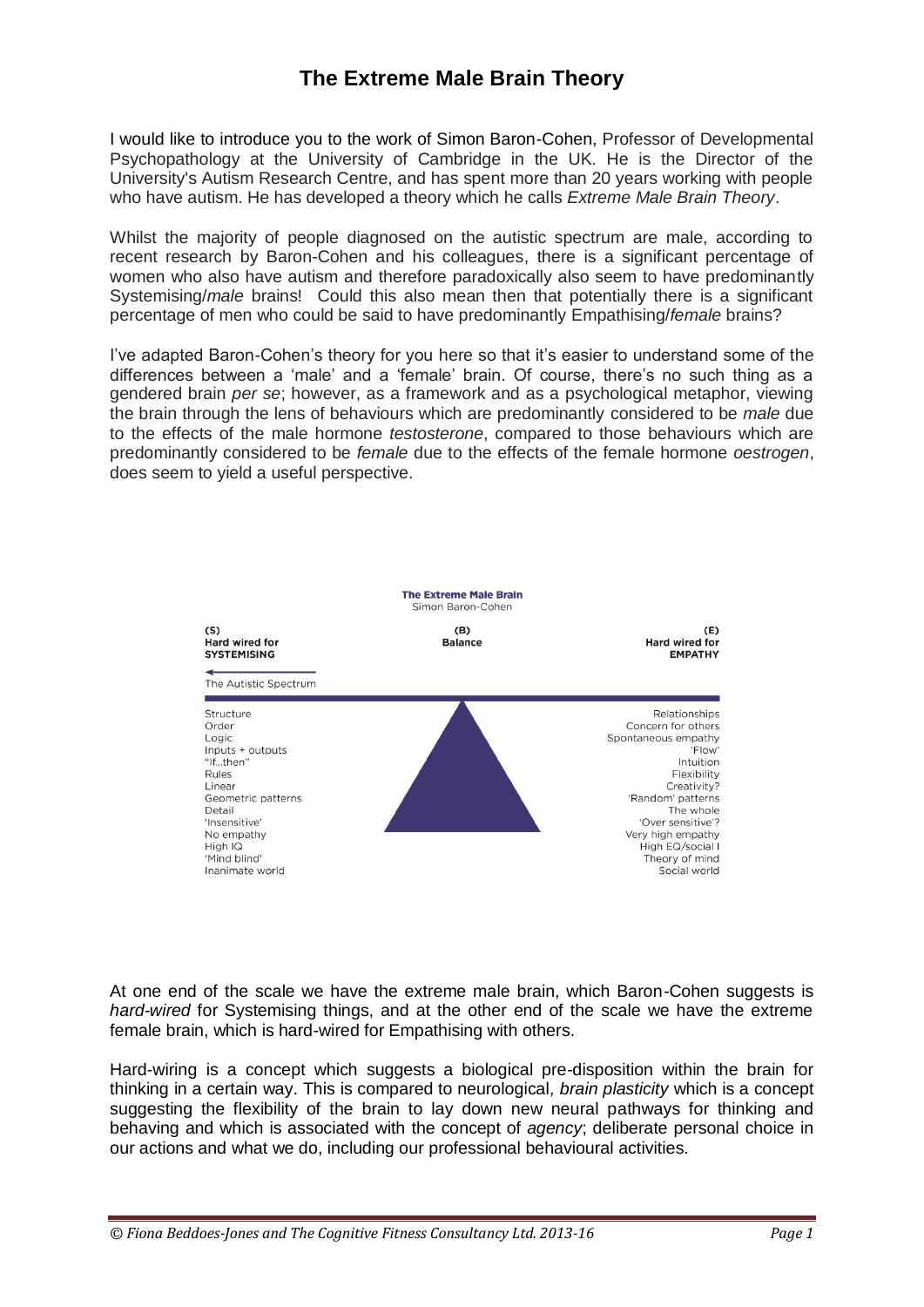# The Extreme Male Brain Theory

I would like to introduce you to the work of Simon Baron-Cohen, Professor of Developmental Psychopathology at the University of Cambridge in the UK. He is the Director of the University's Autism Research Centre, and has spent more than 20 years working with people who have autism. He has developed a theory which he calls *Extreme Male Brain Theory*.

Whilst the majority of people diagnosed on the autistic spectrum are male, according to recent research by Baron-Cohen and his colleagues, there is a significant percentage of women who also have autism and therefore paradoxically also seem to have predominantly Systemising/*male* brains! Could this also mean then that potentially there is a significant percentage of men who could be said to have predominantly Empathising/*female* brains?

I've adapted Baron-Cohen's theory for you here so that it's easier to understand some of the differences between a 'male' and a 'female' brain. Of course, there's no such thing as a gendered brain *per se*; however, as a framework and as a psychological metaphor, viewing the brain through the lens of behaviours which are predominantly considered to be *male* due to the effects of the male hormone *testosterone*, compared to those behaviours which are predominantly considered to be *female* due to the effects of the female hormone *oestrogen*, does seem to yield a useful perspective.

**The Extreme Male Brain**
Simon Baron-Cohen

| (S) Hard wired for SYSTEMISING | (B) Balance | (E) Hard wired for EMPATHY |
|---|---|---|
| ← The Autistic Spectrum | | |
| Structure | | Relationships |
| Order | | Concern for others |
| Logic | | Spontaneous empathy |
| Inputs + outputs | | 'Flow' |
| "If...then" | | Intuition |
| Rules | | Flexibility |
| Linear | | Creativity? |
| Geometric patterns | | 'Random' patterns |
| Detail | | The whole |
| 'Insensitive' | | 'Over sensitive'? |
| No empathy | | Very high empathy |
| High IQ | | High EQ/social I |
| 'Mind blind' | | Theory of mind |
| Inanimate world | | Social world |

At one end of the scale we have the extreme male brain, which Baron-Cohen suggests is *hard-wired* for Systemising things, and at the other end of the scale we have the extreme female brain, which is hard-wired for Empathising with others.

Hard-wiring is a concept which suggests a biological pre-disposition within the brain for thinking in a certain way. This is compared to neurological, *brain plasticity* which is a concept suggesting the flexibility of the brain to lay down new neural pathways for thinking and behaving and which is associated with the concept of *agency*; deliberate personal choice in our actions and what we do, including our professional behavioural activities.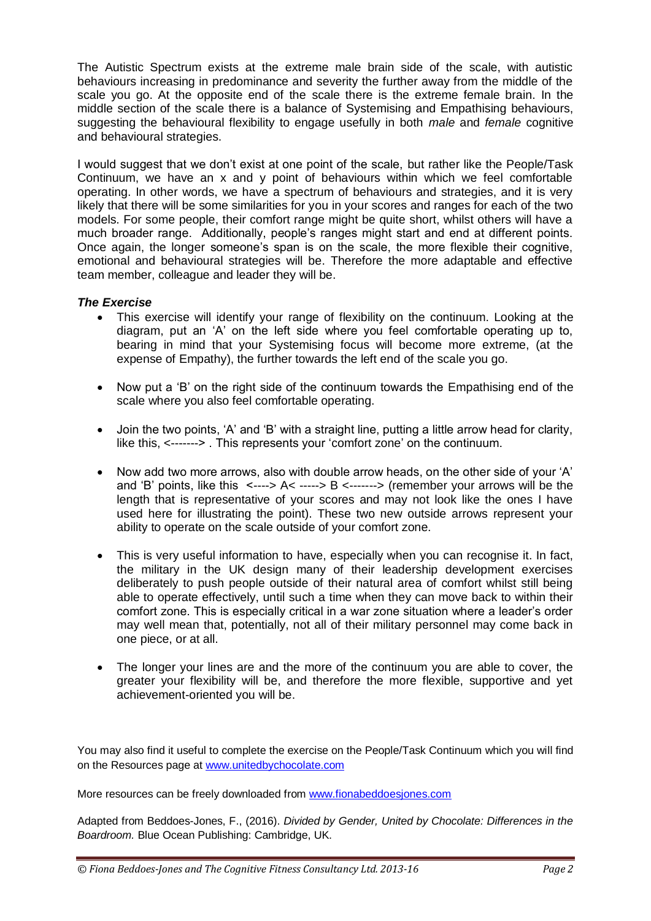The Autistic Spectrum exists at the extreme male brain side of the scale, with autistic behaviours increasing in predominance and severity the further away from the middle of the scale you go. At the opposite end of the scale there is the extreme female brain. In the middle section of the scale there is a balance of Systemising and Empathising behaviours, suggesting the behavioural flexibility to engage usefully in both *male* and *female* cognitive and behavioural strategies.

I would suggest that we don't exist at one point of the scale, but rather like the People/Task Continuum, we have an x and y point of behaviours within which we feel comfortable operating. In other words, we have a spectrum of behaviours and strategies, and it is very likely that there will be some similarities for you in your scores and ranges for each of the two models. For some people, their comfort range might be quite short, whilst others will have a much broader range. Additionally, people's ranges might start and end at different points. Once again, the longer someone's span is on the scale, the more flexible their cognitive, emotional and behavioural strategies will be. Therefore the more adaptable and effective team member, colleague and leader they will be.

### *The Exercise*

- This exercise will identify your range of flexibility on the continuum. Looking at the diagram, put an 'A' on the left side where you feel comfortable operating up to, bearing in mind that your Systemising focus will become more extreme, (at the expense of Empathy), the further towards the left end of the scale you go.

- Now put a 'B' on the right side of the continuum towards the Empathising end of the scale where you also feel comfortable operating.

- Join the two points, 'A' and 'B' with a straight line, putting a little arrow head for clarity, like this, <-------> . This represents your 'comfort zone' on the continuum.

- Now add two more arrows, also with double arrow heads, on the other side of your 'A' and 'B' points, like this <----> A< -----> B <-------> (remember your arrows will be the length that is representative of your scores and may not look like the ones I have used here for illustrating the point). These two new outside arrows represent your ability to operate on the scale outside of your comfort zone.

- This is very useful information to have, especially when you can recognise it. In fact, the military in the UK design many of their leadership development exercises deliberately to push people outside of their natural area of comfort whilst still being able to operate effectively, until such a time when they can move back to within their comfort zone. This is especially critical in a war zone situation where a leader's order may well mean that, potentially, not all of their military personnel may come back in one piece, or at all.

- The longer your lines are and the more of the continuum you are able to cover, the greater your flexibility will be, and therefore the more flexible, supportive and yet achievement-oriented you will be.

You may also find it useful to complete the exercise on the People/Task Continuum which you will find on the Resources page at [www.unitedbychocolate.com](http://www.unitedbychocolate.com)

More resources can be freely downloaded from [www.fionabeddoesjones.com](http://www.fionabeddoesjones.com)

Adapted from Beddoes-Jones, F., (2016). *Divided by Gender, United by Chocolate: Differences in the Boardroom.* Blue Ocean Publishing: Cambridge, UK.

*© Fiona Beddoes-Jones and The Cognitive Fitness Consultancy Ltd. 2013-16*